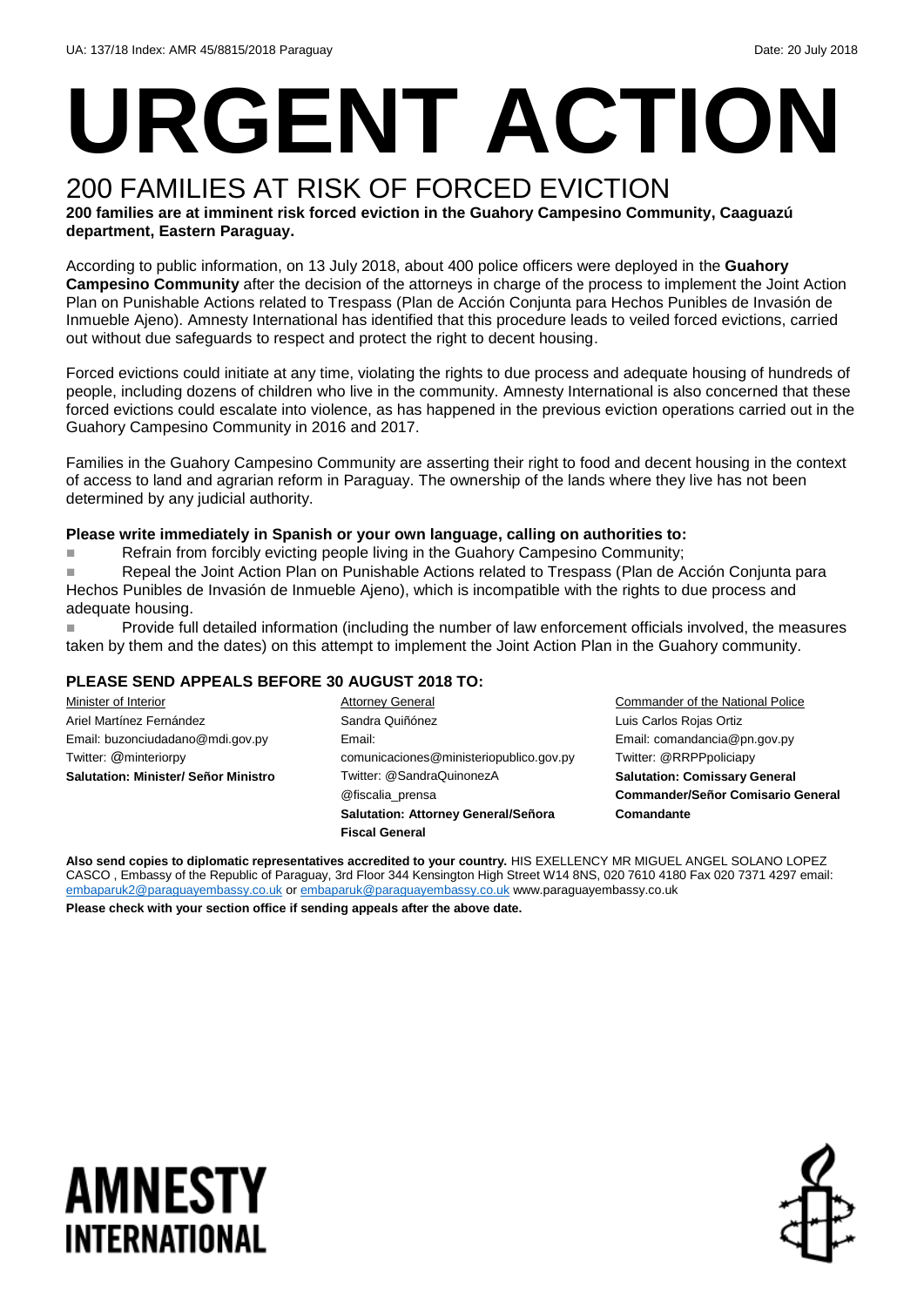UA: 137/18 Index: AMR 45/8815/2018 Paraguay Date: 20 July 2018

# URGENT ACTION

## 200 FAMILIES AT RISK OF FORCED EVICTION

**200 families are at imminent risk forced eviction in the Guahory Campesino Community, Caaguazú department, Eastern Paraguay.**

According to public information, on 13 July 2018, about 400 police officers were deployed in the **Guahory Campesino Community** after the decision of the attorneys in charge of the process to implement the Joint Action Plan on Punishable Actions related to Trespass (Plan de Acción Conjunta para Hechos Punibles de Invasión de Inmueble Ajeno). Amnesty International has identified that this procedure leads to veiled forced evictions, carried out without due safeguards to respect and protect the right to decent housing.

Forced evictions could initiate at any time, violating the rights to due process and adequate housing of hundreds of people, including dozens of children who live in the community. Amnesty International is also concerned that these forced evictions could escalate into violence, as has happened in the previous eviction operations carried out in the Guahory Campesino Community in 2016 and 2017.

Families in the Guahory Campesino Community are asserting their right to food and decent housing in the context of access to land and agrarian reform in Paraguay. The ownership of the lands where they live has not been determined by any judicial authority.

**Please write immediately in Spanish or your own language, calling on authorities to:**

- Refrain from forcibly evicting people living in the Guahory Campesino Community;
- Repeal the Joint Action Plan on Punishable Actions related to Trespass (Plan de Acción Conjunta para Hechos Punibles de Invasión de Inmueble Ajeno), which is incompatible with the rights to due process and adequate housing.
- Provide full detailed information (including the number of law enforcement officials involved, the measures taken by them and the dates) on this attempt to implement the Joint Action Plan in the Guahory community.

### PLEASE SEND APPEALS BEFORE 30 AUGUST 2018 TO:

Minister of Interior
Ariel Martínez Fernández
Email: buzonciudadano@mdi.gov.py
Twitter: @minteriorpy
**Salutation: Minister/ Señor Ministro**

Attorney General
Sandra Quiñónez
Email:
comunicaciones@ministeriopublico.gov.py
Twitter: @SandraQuinonezA
@fiscalia_prensa
**Salutation: Attorney General/Señora Fiscal General**

Commander of the National Police
Luis Carlos Rojas Ortiz
Email: comandancia@pn.gov.py
Twitter: @RRPPpoliciapy
**Salutation: Comissary General Commander/Señor Comisario General Comandante**

**Also send copies to diplomatic representatives accredited to your country.** HIS EXELLENCY MR MIGUEL ANGEL SOLANO LOPEZ CASCO , Embassy of the Republic of Paraguay, 3rd Floor 344 Kensington High Street W14 8NS, 020 7610 4180 Fax 020 7371 4297 email: embaparuk2@paraguayembassy.co.uk or embaparuk@paraguayembassy.co.uk www.paraguayembassy.co.uk

**Please check with your section office if sending appeals after the above date.**

AMNESTY INTERNATIONAL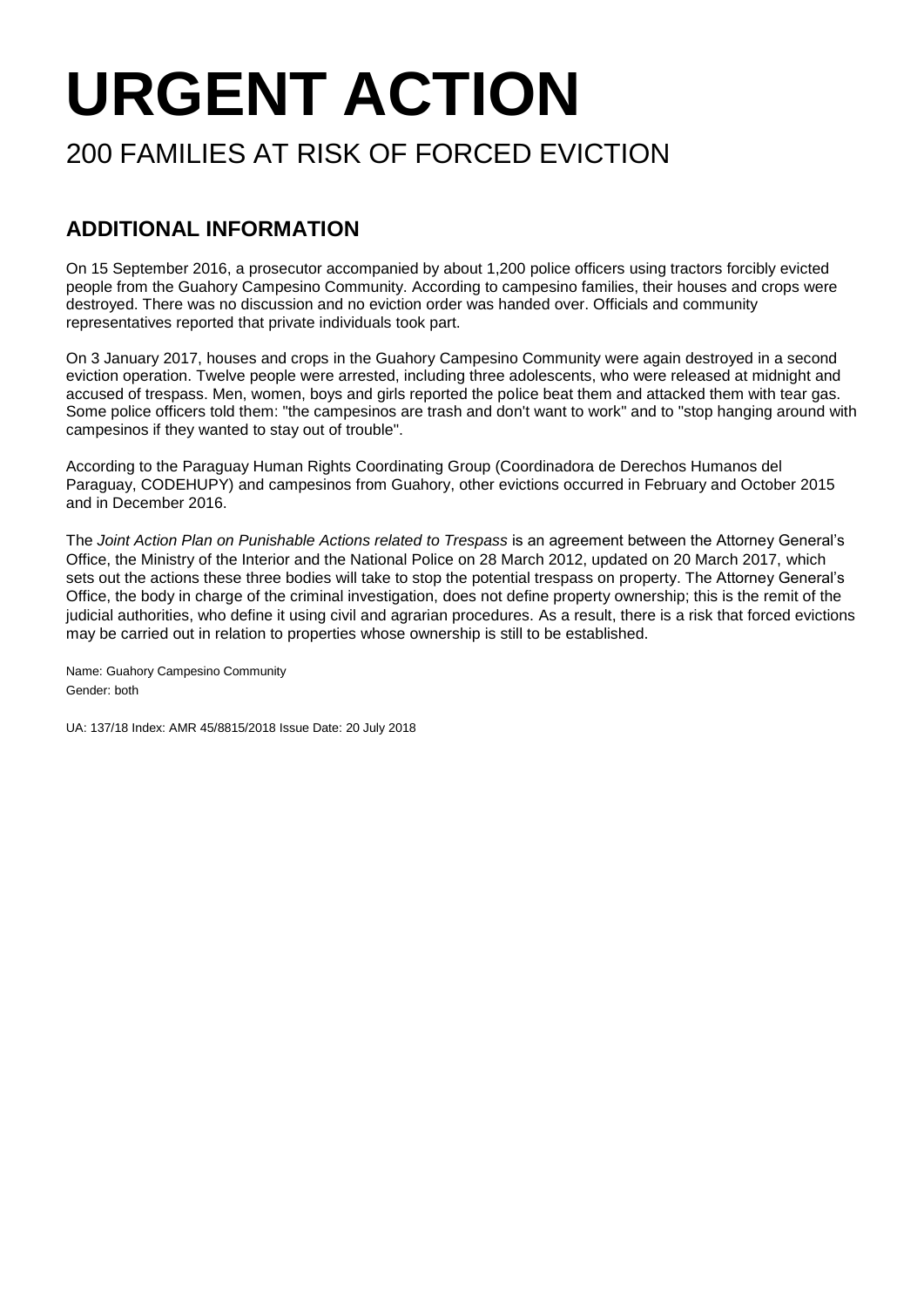# URGENT ACTION

## 200 FAMILIES AT RISK OF FORCED EVICTION

### ADDITIONAL INFORMATION

On 15 September 2016, a prosecutor accompanied by about 1,200 police officers using tractors forcibly evicted people from the Guahory Campesino Community. According to campesino families, their houses and crops were destroyed. There was no discussion and no eviction order was handed over. Officials and community representatives reported that private individuals took part.

On 3 January 2017, houses and crops in the Guahory Campesino Community were again destroyed in a second eviction operation. Twelve people were arrested, including three adolescents, who were released at midnight and accused of trespass. Men, women, boys and girls reported the police beat them and attacked them with tear gas. Some police officers told them: "the campesinos are trash and don't want to work" and to "stop hanging around with campesinos if they wanted to stay out of trouble".

According to the Paraguay Human Rights Coordinating Group (Coordinadora de Derechos Humanos del Paraguay, CODEHUPY) and campesinos from Guahory, other evictions occurred in February and October 2015 and in December 2016.

The *Joint Action Plan on Punishable Actions related to Trespass* is an agreement between the Attorney General's Office, the Ministry of the Interior and the National Police on 28 March 2012, updated on 20 March 2017, which sets out the actions these three bodies will take to stop the potential trespass on property. The Attorney General's Office, the body in charge of the criminal investigation, does not define property ownership; this is the remit of the judicial authorities, who define it using civil and agrarian procedures. As a result, there is a risk that forced evictions may be carried out in relation to properties whose ownership is still to be established.

Name: Guahory Campesino Community
Gender: both

UA: 137/18 Index: AMR 45/8815/2018 Issue Date: 20 July 2018